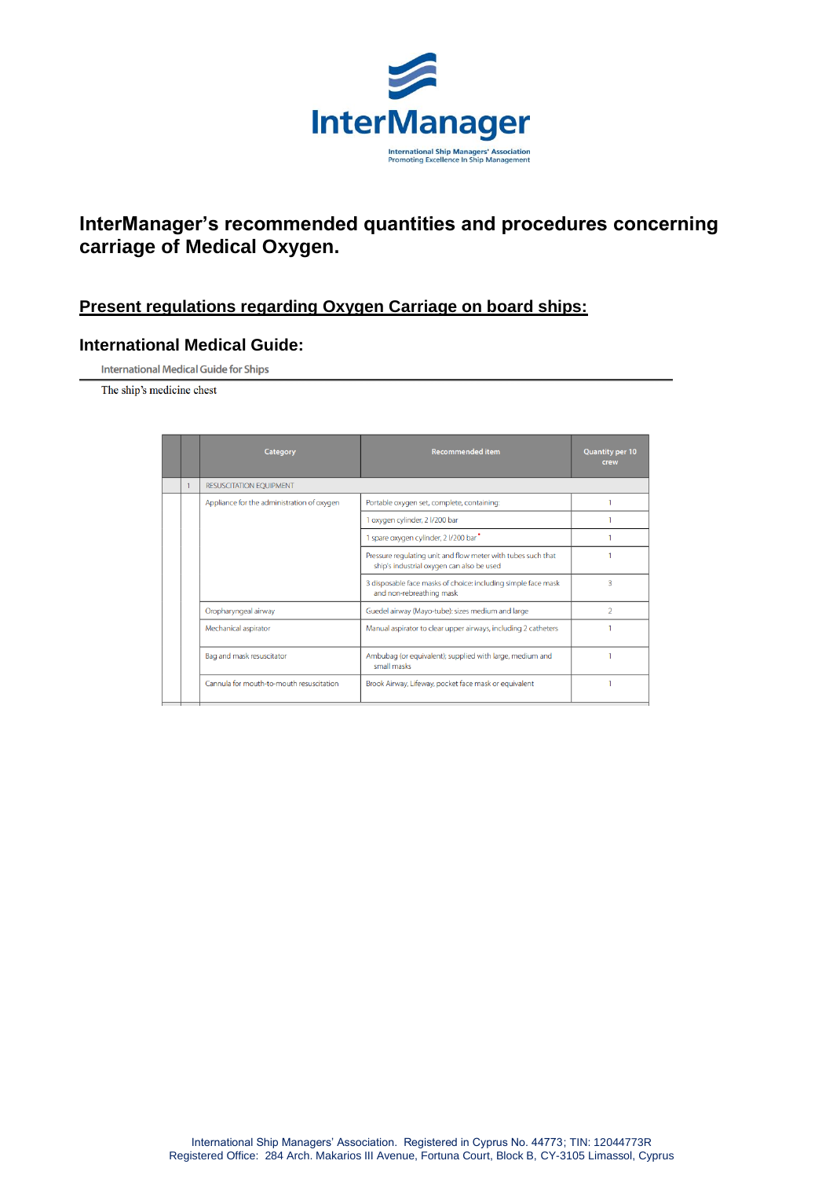InterManager

International Ship Managers' Association
Promoting Excellence In Ship Management

# InterManager's recommended quantities and procedures concerning carriage of Medical Oxygen.

## Present regulations regarding Oxygen Carriage on board ships:

### International Medical Guide:

International Medical Guide for Ships

The ship's medicine chest

| | Category | Recommended item | Quantity per 10 crew |
|---|---|---|---|
| 1 | RESUSCITATION EQUIPMENT | | |
| | Appliance for the administration of oxygen | Portable oxygen set, complete, containing: | 1 |
| | | 1 oxygen cylinder, 2 l/200 bar | 1 |
| | | 1 spare oxygen cylinder, 2 l/200 bar * | 1 |
| | | Pressure regulating unit and flow meter with tubes such that ship's industrial oxygen can also be used | 1 |
| | | 3 disposable face masks of choice: including simple face mask and non-rebreathing mask | 3 |
| | Oropharyngeal airway | Guedel airway (Mayo-tube): sizes medium and large | 2 |
| | Mechanical aspirator | Manual aspirator to clear upper airways, including 2 catheters | 1 |
| | Bag and mask resuscitator | Ambubag (or equivalent); supplied with large, medium and small masks | 1 |
| | Cannula for mouth-to-mouth resuscitation | Brook Airway, Lifeway, pocket face mask or equivalent | 1 |

International Ship Managers' Association. Registered in Cyprus No. 44773; TIN: 12044773R
Registered Office: 284 Arch. Makarios III Avenue, Fortuna Court, Block B, CY-3105 Limassol, Cyprus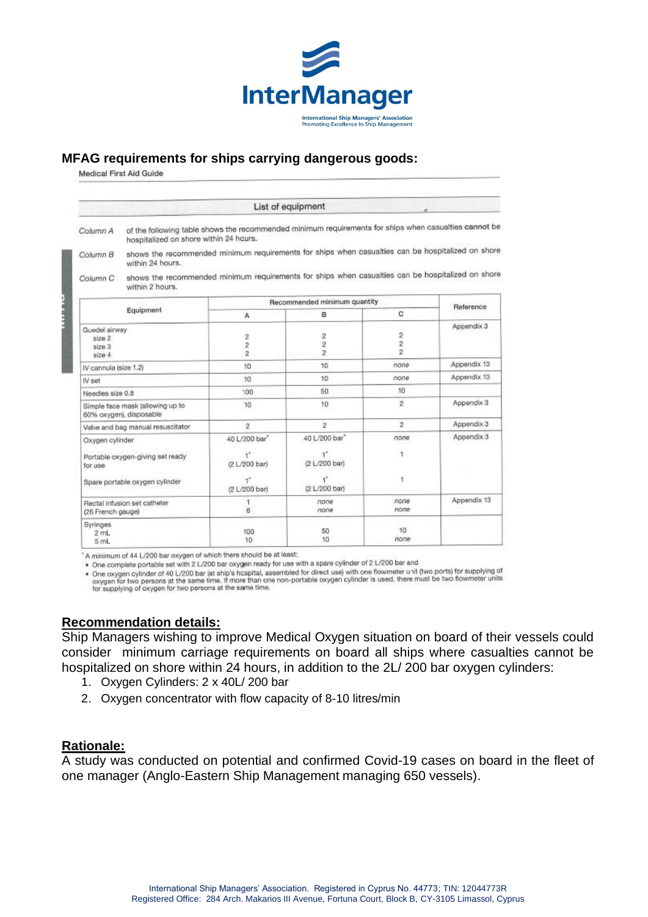# MFAG requirements for ships carrying dangerous goods:

Medical First Aid Guide

**List of equipment**

*Column A* of the following table shows the recommended minimum requirements for ships when casualties cannot be hospitalized on shore within 24 hours.

*Column B* shows the recommended minimum requirements for ships when casualties can be hospitalized on shore within 24 hours.

*Column C* shows the recommended minimum requirements for ships when casualties can be hospitalized on shore within 2 hours.

| Equipment | Recommended minimum quantity | | | Reference |
|---|---|---|---|---|
| | A | B | C | |
| Guedel airway<br>size 2<br>size 3<br>size 4 | <br>2<br>2<br>2 | <br>2<br>2<br>2 | <br>2<br>2<br>2 | Appendix 3 |
| IV cannula (size 1.2) | 10 | 10 | *none* | Appendix 13 |
| IV set | 10 | 10 | *none* | Appendix 13 |
| Needles size 0.8 | 100 | 50 | 10 | |
| Simple face mask (allowing up to 60% oxygen), disposable | 10 | 10 | 2 | Appendix 3 |
| Valve and bag manual resuscitator | 2 | 2 | 2 | Appendix 3 |
| Oxygen cylinder<br><br>Portable oxygen-giving set ready for use<br><br>Spare portable oxygen cylinder | 40 L/200 bar*<br><br>1*<br>(2 L/200 bar)<br><br>1*<br>(2 L/200 bar) | 40 L/200 bar*<br><br>1*<br>(2 L/200 bar)<br><br>1*<br>(2 L/200 bar) | *none*<br><br>1<br><br><br>1 | Appendix 3 |
| Rectal infusion set catheter (26 French gauge) | 1<br>6 | *none*<br>*none* | *none*<br>*none* | Appendix 13 |
| Syringes<br>2 mL<br>5 mL | <br>100<br>10 | <br>50<br>10 | <br>10<br>*none* | |

*A minimum of 44 L/200 bar oxygen of which there should be at least:

- One complete portable set with 2 L/200 bar oxygen ready for use with a spare cylinder of 2 L/200 bar and
- One oxygen cylinder of 40 L/200 bar (at ship's hospital, assembled for direct use) with one flowmeter unit (two ports) for supplying of oxygen for two persons at the same time. If more than one non-portable oxygen cylinder is used, there must be two flowmeter units for supplying of oxygen for two persons at the same time.

## Recommendation details:

Ship Managers wishing to improve Medical Oxygen situation on board of their vessels could consider minimum carriage requirements on board all ships where casualties cannot be hospitalized on shore within 24 hours, in addition to the 2L/ 200 bar oxygen cylinders:

1. Oxygen Cylinders: 2 x 40L/ 200 bar
2. Oxygen concentrator with flow capacity of 8-10 litres/min

## Rationale:

A study was conducted on potential and confirmed Covid-19 cases on board in the fleet of one manager (Anglo-Eastern Ship Management managing 650 vessels).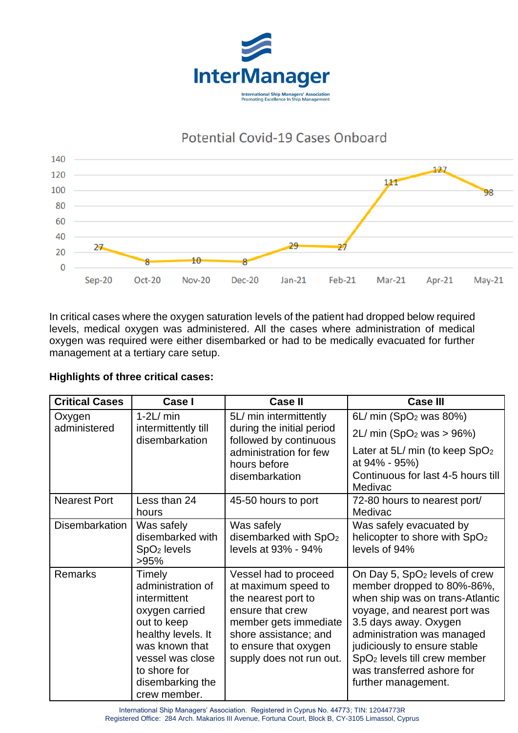## Potential Covid-19 Cases Onboard

| Month | Cases |
|---|---|
| Sep-20 | 27 |
| Oct-20 | 8 |
| Nov-20 | 10 |
| Dec-20 | 8 |
| Jan-21 | 29 |
| Feb-21 | 27 |
| Mar-21 | 111 |
| Apr-21 | 127 |
| May-21 | 98 |

In critical cases where the oxygen saturation levels of the patient had dropped below required levels, medical oxygen was administered. All the cases where administration of medical oxygen was required were either disembarked or had to be medically evacuated for further management at a tertiary care setup.

**Highlights of three critical cases:**

| Critical Cases | Case I | Case II | Case III |
|---|---|---|---|
| Oxygen administered | 1-2L/ min intermittently till disembarkation | 5L/ min intermittently during the initial period followed by continuous administration for few hours before disembarkation | 6L/ min ($SpO_2$ was 80%)<br>2L/ min ($SpO_2$ was > 96%)<br>Later at 5L/ min (to keep $SpO_2$ at 94% - 95%)<br>Continuous for last 4-5 hours till Medivac |
| Nearest Port | Less than 24 hours | 45-50 hours to port | 72-80 hours to nearest port/ Medivac |
| Disembarkation | Was safely disembarked with $SpO_2$ levels >95% | Was safely disembarked with $SpO_2$ levels at 93% - 94% | Was safely evacuated by helicopter to shore with $SpO_2$ levels of 94% |
| Remarks | Timely administration of intermittent oxygen carried out to keep healthy levels. It was known that vessel was close to shore for disembarking the crew member. | Vessel had to proceed at maximum speed to the nearest port to ensure that crew member gets immediate shore assistance; and to ensure that oxygen supply does not run out. | On Day 5, $SpO_2$ levels of crew member dropped to 80%-86%, when ship was on trans-Atlantic voyage, and nearest port was 3.5 days away. Oxygen administration was managed judiciously to ensure stable $SpO_2$ levels till crew member was transferred ashore for further management. |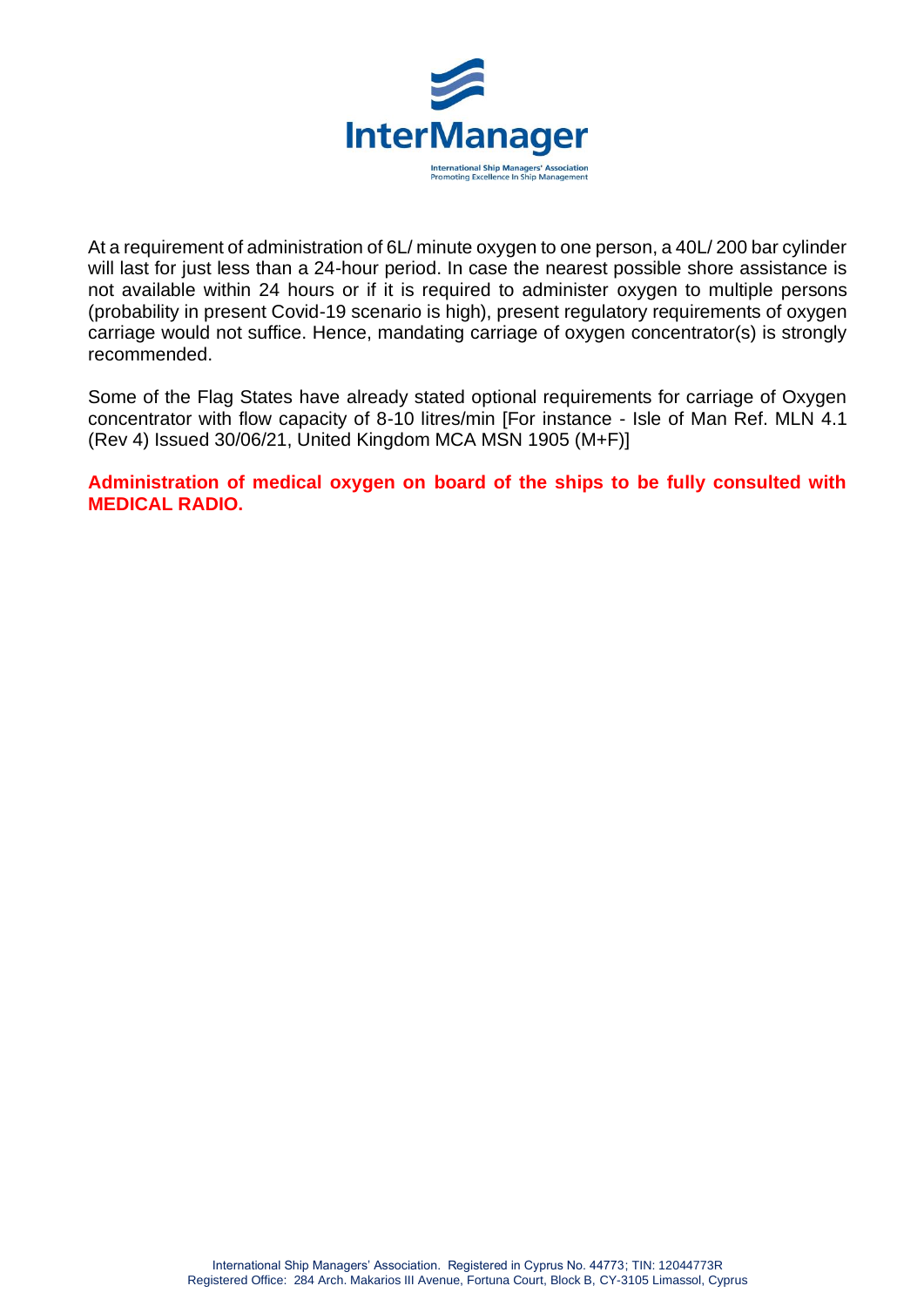At a requirement of administration of 6L/ minute oxygen to one person, a 40L/ 200 bar cylinder will last for just less than a 24-hour period. In case the nearest possible shore assistance is not available within 24 hours or if it is required to administer oxygen to multiple persons (probability in present Covid-19 scenario is high), present regulatory requirements of oxygen carriage would not suffice. Hence, mandating carriage of oxygen concentrator(s) is strongly recommended.

Some of the Flag States have already stated optional requirements for carriage of Oxygen concentrator with flow capacity of 8-10 litres/min [For instance - Isle of Man Ref. MLN 4.1 (Rev 4) Issued 30/06/21, United Kingdom MCA MSN 1905 (M+F)]

**Administration of medical oxygen on board of the ships to be fully consulted with MEDICAL RADIO.**